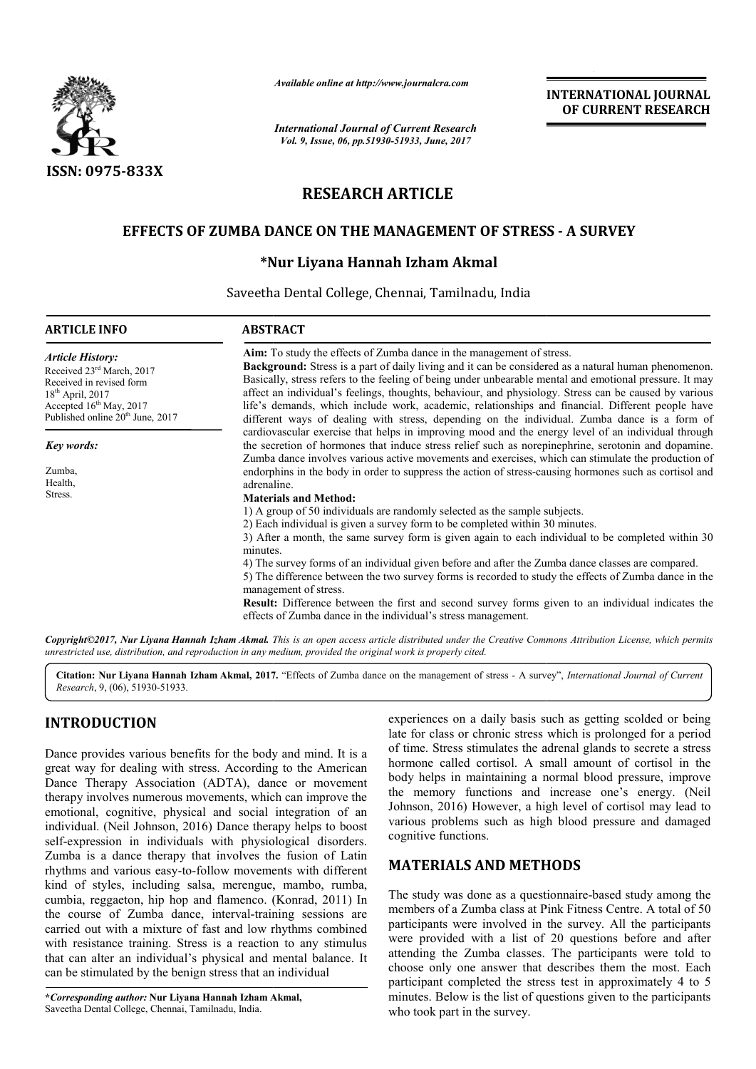*Available online at http://www.journalcra.com*

*International Journal of Current Research*
*Vol. 9, Issue, 06, pp.51930-51933, June, 2017*

**INTERNATIONAL JOURNAL OF CURRENT RESEARCH**

ISSN: 0975-833X

# RESEARCH ARTICLE

## EFFECTS OF ZUMBA DANCE ON THE MANAGEMENT OF STRESS - A SURVEY

**\*Nur Liyana Hannah Izham Akmal**

Saveetha Dental College, Chennai, Tamilnadu, India

### ARTICLE INFO

*Article History:*

Received 23rd March, 2017
Received in revised form
18th April, 2017
Accepted 16th May, 2017
Published online 20th June, 2017

*Key words:*

Zumba,
Health,
Stress.

### ABSTRACT

**Aim:** To study the effects of Zumba dance in the management of stress.

**Background:** Stress is a part of daily living and it can be considered as a natural human phenomenon. Basically, stress refers to the feeling of being under unbearable mental and emotional pressure. It may affect an individual's feelings, thoughts, behaviour, and physiology. Stress can be caused by various life's demands, which include work, academic, relationships and financial. Different people have different ways of dealing with stress, depending on the individual. Zumba dance is a form of cardiovascular exercise that helps in improving mood and the energy level of an individual through the secretion of hormones that induce stress relief such as norepinephrine, serotonin and dopamine. Zumba dance involves various active movements and exercises, which can stimulate the production of endorphins in the body in order to suppress the action of stress-causing hormones such as cortisol and adrenaline.

**Materials and Method:**

1) A group of 50 individuals are randomly selected as the sample subjects.
2) Each individual is given a survey form to be completed within 30 minutes.
3) After a month, the same survey form is given again to each individual to be completed within 30 minutes.
4) The survey forms of an individual given before and after the Zumba dance classes are compared.
5) The difference between the two survey forms is recorded to study the effects of Zumba dance in the management of stress.

**Result:** Difference between the first and second survey forms given to an individual indicates the effects of Zumba dance in the individual's stress management.

*Copyright©2017, Nur Liyana Hannah Izham Akmal. This is an open access article distributed under the Creative Commons Attribution License, which permits unrestricted use, distribution, and reproduction in any medium, provided the original work is properly cited.*

**Citation: Nur Liyana Hannah Izham Akmal, 2017.** "Effects of Zumba dance on the management of stress - A survey", *International Journal of Current Research*, 9, (06), 51930-51933.

## INTRODUCTION

Dance provides various benefits for the body and mind. It is a great way for dealing with stress. According to the American Dance Therapy Association (ADTA), dance or movement therapy involves numerous movements, which can improve the emotional, cognitive, physical and social integration of an individual. (Neil Johnson, 2016) Dance therapy helps to boost self-expression in individuals with physiological disorders. Zumba is a dance therapy that involves the fusion of Latin rhythms and various easy-to-follow movements with different kind of styles, including salsa, merengue, mambo, rumba, cumbia, reggaeton, hip hop and flamenco. (Konrad, 2011) In the course of Zumba dance, interval-training sessions are carried out with a mixture of fast and low rhythms combined with resistance training. Stress is a reaction to any stimulus that can alter an individual's physical and mental balance. It can be stimulated by the benign stress that an individual experiences on a daily basis such as getting scolded or being late for class or chronic stress which is prolonged for a period of time. Stress stimulates the adrenal glands to secrete a stress hormone called cortisol. A small amount of cortisol in the body helps in maintaining a normal blood pressure, improve the memory functions and increase one's energy. (Neil Johnson, 2016) However, a high level of cortisol may lead to various problems such as high blood pressure and damaged cognitive functions.

## MATERIALS AND METHODS

The study was done as a questionnaire-based study among the members of a Zumba class at Pink Fitness Centre. A total of 50 participants were involved in the survey. All the participants were provided with a list of 20 questions before and after attending the Zumba classes. The participants were told to choose only one answer that describes them the most. Each participant completed the stress test in approximately 4 to 5 minutes. Below is the list of questions given to the participants who took part in the survey.

**\*Corresponding author: Nur Liyana Hannah Izham Akmal,**
Saveetha Dental College, Chennai, Tamilnadu, India.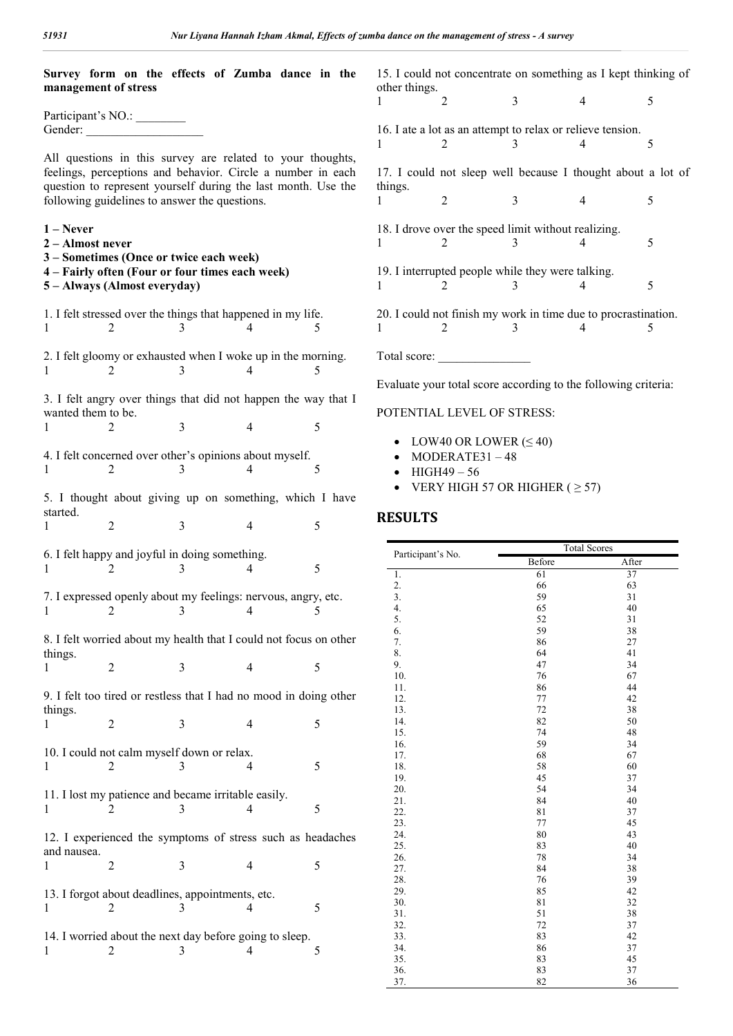**Survey form on the effects of Zumba dance in the management of stress**

Participant's NO.: ________
Gender: ___________________

All questions in this survey are related to your thoughts, feelings, perceptions and behavior. Circle a number in each question to represent yourself during the last month. Use the following guidelines to answer the questions.

**1 – Never**
**2 – Almost never**
**3 – Sometimes (Once or twice each week)**
**4 – Fairly often (Four or four times each week)**
**5 – Always (Almost everyday)**

1. I felt stressed over the things that happened in my life.
1 2 3 4 5

2. I felt gloomy or exhausted when I woke up in the morning.
1 2 3 4 5

3. I felt angry over things that did not happen the way that I wanted them to be.
1 2 3 4 5

4. I felt concerned over other's opinions about myself.
1 2 3 4 5

5. I thought about giving up on something, which I have started.
1 2 3 4 5

6. I felt happy and joyful in doing something.
1 2 3 4 5

7. I expressed openly about my feelings: nervous, angry, etc.
1 2 3 4 5

8. I felt worried about my health that I could not focus on other things.
1 2 3 4 5

9. I felt too tired or restless that I had no mood in doing other things.
1 2 3 4 5

10. I could not calm myself down or relax.
1 2 3 4 5

11. I lost my patience and became irritable easily.
1 2 3 4 5

12. I experienced the symptoms of stress such as headaches and nausea.
1 2 3 4 5

13. I forgot about deadlines, appointments, etc.
1 2 3 4 5

14. I worried about the next day before going to sleep.
1 2 3 4 5

15. I could not concentrate on something as I kept thinking of other things.
1 2 3 4 5

16. I ate a lot as an attempt to relax or relieve tension.
1 2 3 4 5

17. I could not sleep well because I thought about a lot of things.
1 2 3 4 5

18. I drove over the speed limit without realizing.
1 2 3 4 5

19. I interrupted people while they were talking.
1 2 3 4 5

20. I could not finish my work in time due to procrastination.
1 2 3 4 5

Total score: _______________

Evaluate your total score according to the following criteria:

POTENTIAL LEVEL OF STRESS:

- LOW40 OR LOWER (≤ 40)
- MODERATE31 – 48
- HIGH49 – 56
- VERY HIGH 57 OR HIGHER ( ≥ 57)

## RESULTS

| Participant's No. | Total Scores | |
|---|---|---|
| | Before | After |
| 1. | 61 | 37 |
| 2. | 66 | 63 |
| 3. | 59 | 31 |
| 4. | 65 | 40 |
| 5. | 52 | 31 |
| 6. | 59 | 38 |
| 7. | 86 | 27 |
| 8. | 64 | 41 |
| 9. | 47 | 34 |
| 10. | 76 | 67 |
| 11. | 86 | 44 |
| 12. | 77 | 42 |
| 13. | 72 | 38 |
| 14. | 82 | 50 |
| 15. | 74 | 48 |
| 16. | 59 | 34 |
| 17. | 68 | 67 |
| 18. | 58 | 60 |
| 19. | 45 | 37 |
| 20. | 54 | 34 |
| 21. | 84 | 40 |
| 22. | 81 | 37 |
| 23. | 77 | 45 |
| 24. | 80 | 43 |
| 25. | 83 | 40 |
| 26. | 78 | 34 |
| 27. | 84 | 38 |
| 28. | 76 | 39 |
| 29. | 85 | 42 |
| 30. | 81 | 32 |
| 31. | 51 | 38 |
| 32. | 72 | 37 |
| 33. | 83 | 42 |
| 34. | 86 | 37 |
| 35. | 83 | 45 |
| 36. | 83 | 37 |
| 37. | 82 | 36 |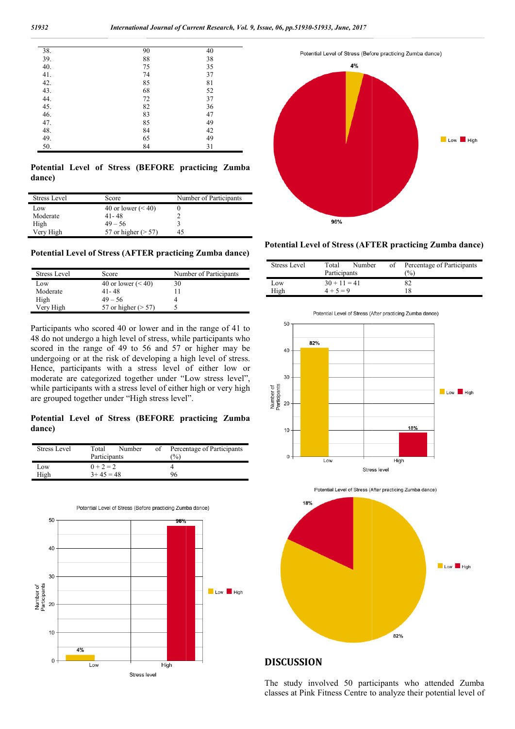| | | |
|---|---|---|
| 38. | 90 | 40 |
| 39. | 88 | 38 |
| 40. | 75 | 35 |
| 41. | 74 | 37 |
| 42. | 85 | 81 |
| 43. | 68 | 52 |
| 44. | 72 | 37 |
| 45. | 82 | 36 |
| 46. | 83 | 47 |
| 47. | 85 | 49 |
| 48. | 84 | 42 |
| 49. | 65 | 49 |
| 50. | 84 | 31 |

**Potential Level of Stress (BEFORE practicing Zumba dance)**

| Stress Level | Score | Number of Participants |
|---|---|---|
| Low | 40 or lower (< 40) | 0 |
| Moderate | 41- 48 | 2 |
| High | 49 – 56 | 3 |
| Very High | 57 or higher (> 57) | 45 |

**Potential Level of Stress (AFTER practicing Zumba dance)**

| Stress Level | Score | Number of Participants |
|---|---|---|
| Low | 40 or lower (< 40) | 30 |
| Moderate | 41- 48 | 11 |
| High | 49 – 56 | 4 |
| Very High | 57 or higher (> 57) | 5 |

Participants who scored 40 or lower and in the range of 41 to 48 do not undergo a high level of stress, while participants who scored in the range of 49 to 56 and 57 or higher may be undergoing or at the risk of developing a high level of stress. Hence, participants with a stress level of either low or moderate are categorized together under "Low stress level", while participants with a stress level of either high or very high are grouped together under "High stress level".

**Potential Level of Stress (BEFORE practicing Zumba dance)**

| Stress Level | Total Number of Participants | Percentage of Participants (%) |
|---|---|---|
| Low | 0 + 2 = 2 | 4 |
| High | 3+ 45 = 48 | 96 |

Potential Level of Stress (Before practicing Zumba dance)

Potential Level of Stress (Before practicing Zumba dance)

**Potential Level of Stress (AFTER practicing Zumba dance)**

| Stress Level | Total Number of Participants | Percentage of Participants (%) |
|---|---|---|
| Low | 30 + 11 = 41 | 82 |
| High | 4 + 5 = 9 | 18 |

Potential Level of Stress (After practicing Zumba dance)

Potential Level of Stress (After practicing Zumba dance)

## DISCUSSION

The study involved 50 participants who attended Zumba classes at Pink Fitness Centre to analyze their potential level of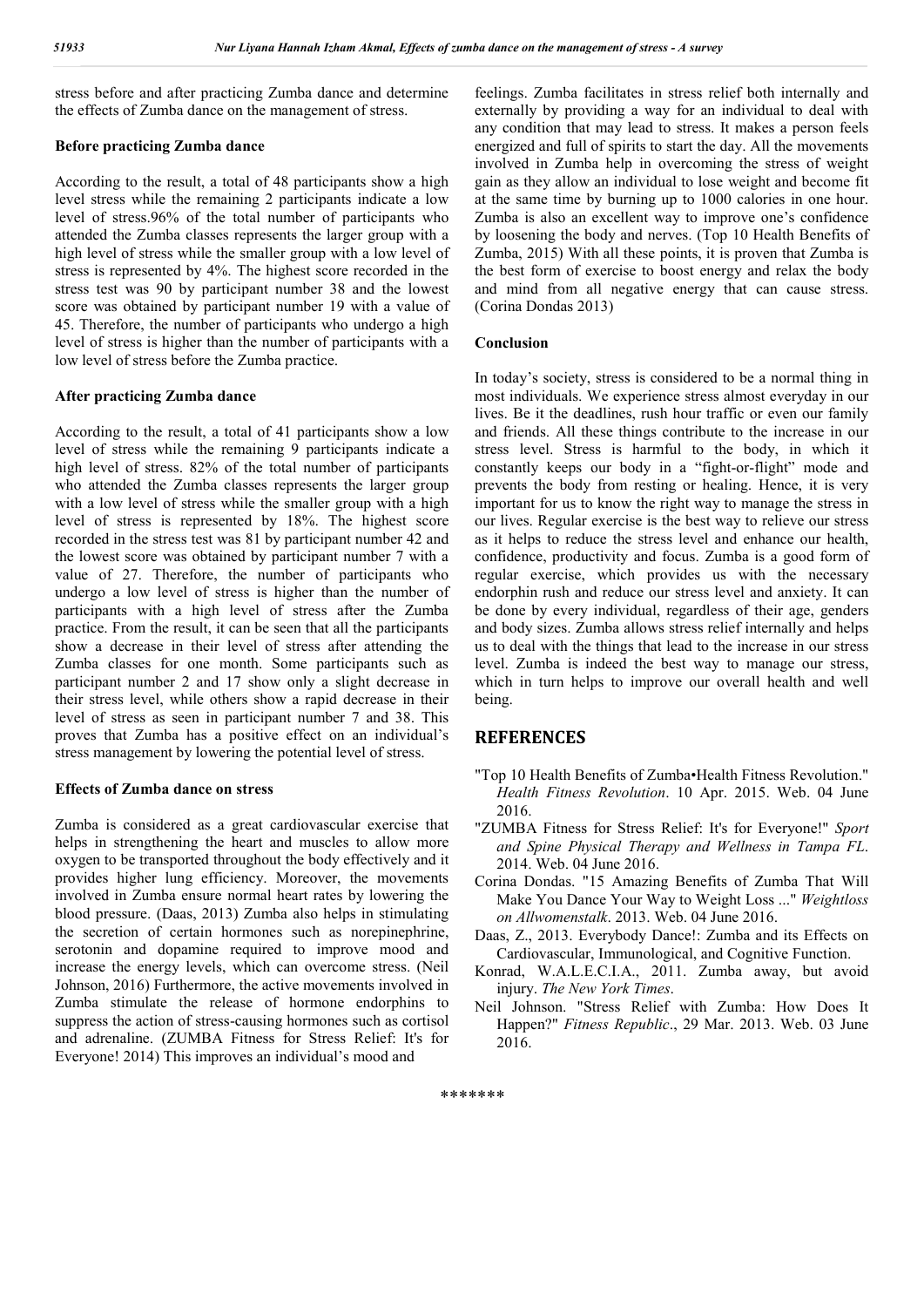stress before and after practicing Zumba dance and determine the effects of Zumba dance on the management of stress.

**Before practicing Zumba dance**

According to the result, a total of 48 participants show a high level stress while the remaining 2 participants indicate a low level of stress.96% of the total number of participants who attended the Zumba classes represents the larger group with a high level of stress while the smaller group with a low level of stress is represented by 4%. The highest score recorded in the stress test was 90 by participant number 38 and the lowest score was obtained by participant number 19 with a value of 45. Therefore, the number of participants who undergo a high level of stress is higher than the number of participants with a low level of stress before the Zumba practice.

**After practicing Zumba dance**

According to the result, a total of 41 participants show a low level of stress while the remaining 9 participants indicate a high level of stress. 82% of the total number of participants who attended the Zumba classes represents the larger group with a low level of stress while the smaller group with a high level of stress is represented by 18%. The highest score recorded in the stress test was 81 by participant number 42 and the lowest score was obtained by participant number 7 with a value of 27. Therefore, the number of participants who undergo a low level of stress is higher than the number of participants with a high level of stress after the Zumba practice. From the result, it can be seen that all the participants show a decrease in their level of stress after attending the Zumba classes for one month. Some participants such as participant number 2 and 17 show only a slight decrease in their stress level, while others show a rapid decrease in their level of stress as seen in participant number 7 and 38. This proves that Zumba has a positive effect on an individual's stress management by lowering the potential level of stress.

**Effects of Zumba dance on stress**

Zumba is considered as a great cardiovascular exercise that helps in strengthening the heart and muscles to allow more oxygen to be transported throughout the body effectively and it provides higher lung efficiency. Moreover, the movements involved in Zumba ensure normal heart rates by lowering the blood pressure. (Daas, 2013) Zumba also helps in stimulating the secretion of certain hormones such as norepinephrine, serotonin and dopamine required to improve mood and increase the energy levels, which can overcome stress. (Neil Johnson, 2016) Furthermore, the active movements involved in Zumba stimulate the release of hormone endorphins to suppress the action of stress-causing hormones such as cortisol and adrenaline. (ZUMBA Fitness for Stress Relief: It's for Everyone! 2014) This improves an individual's mood and feelings. Zumba facilitates in stress relief both internally and externally by providing a way for an individual to deal with any condition that may lead to stress. It makes a person feels energized and full of spirits to start the day. All the movements involved in Zumba help in overcoming the stress of weight gain as they allow an individual to lose weight and become fit at the same time by burning up to 1000 calories in one hour. Zumba is also an excellent way to improve one's confidence by loosening the body and nerves. (Top 10 Health Benefits of Zumba, 2015) With all these points, it is proven that Zumba is the best form of exercise to boost energy and relax the body and mind from all negative energy that can cause stress. (Corina Dondas 2013)

**Conclusion**

In today's society, stress is considered to be a normal thing in most individuals. We experience stress almost everyday in our lives. Be it the deadlines, rush hour traffic or even our family and friends. All these things contribute to the increase in our stress level. Stress is harmful to the body, in which it constantly keeps our body in a "fight-or-flight" mode and prevents the body from resting or healing. Hence, it is very important for us to know the right way to manage the stress in our lives. Regular exercise is the best way to relieve our stress as it helps to reduce the stress level and enhance our health, confidence, productivity and focus. Zumba is a good form of regular exercise, which provides us with the necessary endorphin rush and reduce our stress level and anxiety. It can be done by every individual, regardless of their age, genders and body sizes. Zumba allows stress relief internally and helps us to deal with the things that lead to the increase in our stress level. Zumba is indeed the best way to manage our stress, which in turn helps to improve our overall health and well being.

## REFERENCES

"Top 10 Health Benefits of Zumba•Health Fitness Revolution." *Health Fitness Revolution*. 10 Apr. 2015. Web. 04 June 2016.

"ZUMBA Fitness for Stress Relief: It's for Everyone!" *Sport and Spine Physical Therapy and Wellness in Tampa FL*. 2014. Web. 04 June 2016.

Corina Dondas. "15 Amazing Benefits of Zumba That Will Make You Dance Your Way to Weight Loss ..." *Weightloss on Allwomenstalk*. 2013. Web. 04 June 2016.

Daas, Z., 2013. Everybody Dance!: Zumba and its Effects on Cardiovascular, Immunological, and Cognitive Function.

Konrad, W.A.L.E.C.I.A., 2011. Zumba away, but avoid injury. *The New York Times*.

Neil Johnson. "Stress Relief with Zumba: How Does It Happen?" *Fitness Republic*., 29 Mar. 2013. Web. 03 June 2016.

*******